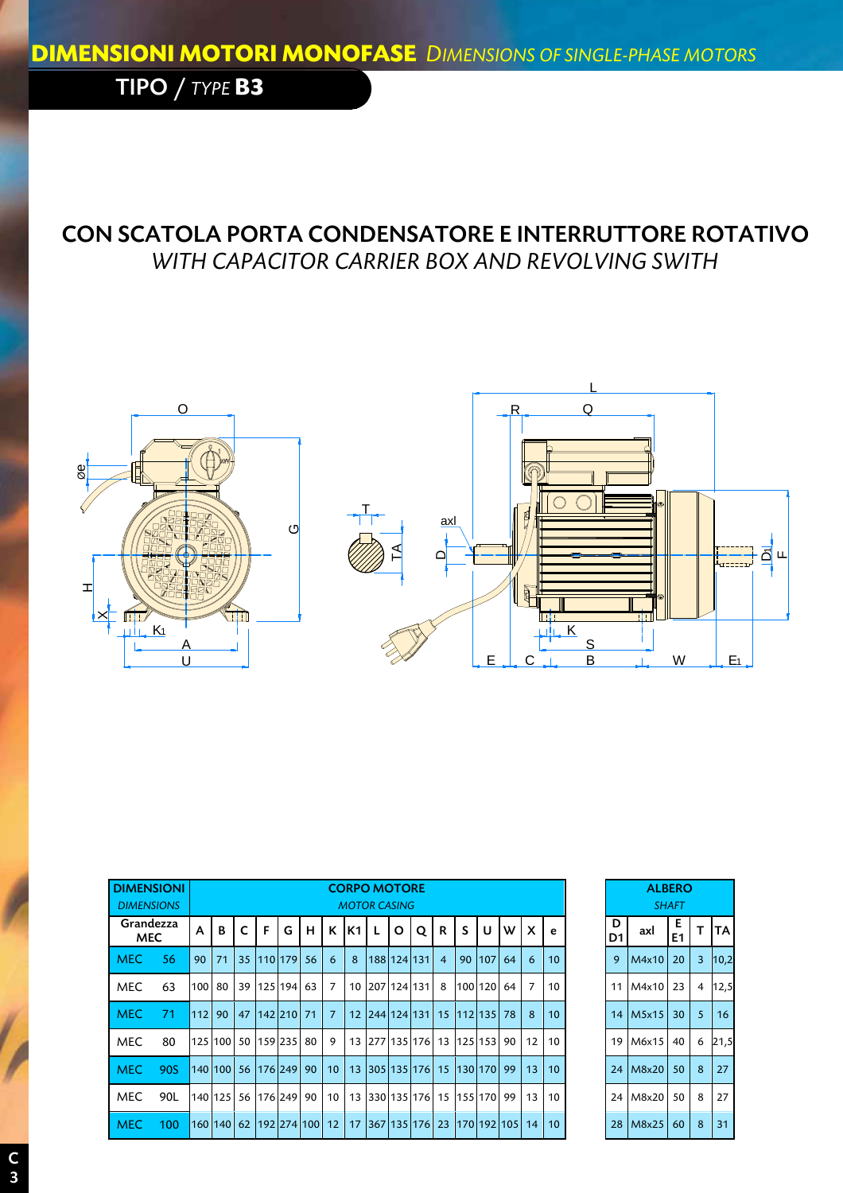# DIMENSIONI MOTORI MONOFASE *DIMENSIONS OF SINGLE-PHASE MOTORS*

## TIPO / *TYPE* B3

### CON SCATOLA PORTA CONDENSATORE E INTERRUTTORE ROTATIVO

*WITH CAPACITOR CARRIER BOX AND REVOLVING SWITH*

O
øe
G
H
X
K1
A
U
T
TA
axl
D
L
R
Q
K
S
E
C
B
W
E1
D1
F

| DIMENSIONI *DIMENSIONS* | CORPO MOTORE *MOTOR CASING* | | | | | | | | | | | | | | | | |
|---|---|---|---|---|---|---|---|---|---|---|---|---|---|---|---|---|---|
| Grandezza MEC | A | B | C | F | G | H | K | K1 | L | O | Q | R | S | U | W | X | e |
| MEC 56 | 90 | 71 | 35 | 110 | 179 | 56 | 6 | 8 | 188 | 124 | 131 | 4 | 90 | 107 | 64 | 6 | 10 |
| MEC 63 | 100 | 80 | 39 | 125 | 194 | 63 | 7 | 10 | 207 | 124 | 131 | 8 | 100 | 120 | 64 | 7 | 10 |
| MEC 71 | 112 | 90 | 47 | 142 | 210 | 71 | 7 | 12 | 244 | 124 | 131 | 15 | 112 | 135 | 78 | 8 | 10 |
| MEC 80 | 125 | 100 | 50 | 159 | 235 | 80 | 9 | 13 | 277 | 135 | 176 | 13 | 125 | 153 | 90 | 12 | 10 |
| MEC 90S | 140 | 100 | 56 | 176 | 249 | 90 | 10 | 13 | 305 | 135 | 176 | 15 | 130 | 170 | 99 | 13 | 10 |
| MEC 90L | 140 | 125 | 56 | 176 | 249 | 90 | 10 | 13 | 330 | 135 | 176 | 15 | 155 | 170 | 99 | 13 | 10 |
| MEC 100 | 160 | 140 | 62 | 192 | 274 | 100 | 12 | 17 | 367 | 135 | 176 | 23 | 170 | 192 | 105 | 14 | 10 |

| ALBERO *SHAFT* | | | | |
|---|---|---|---|---|
| D D1 | axl | E E1 | T | TA |
| 9 | M4x10 | 20 | 3 | 10,2 |
| 11 | M4x10 | 23 | 4 | 12,5 |
| 14 | M5x15 | 30 | 5 | 16 |
| 19 | M6x15 | 40 | 6 | 21,5 |
| 24 | M8x20 | 50 | 8 | 27 |
| 24 | M8x20 | 50 | 8 | 27 |
| 28 | M8x25 | 60 | 8 | 31 |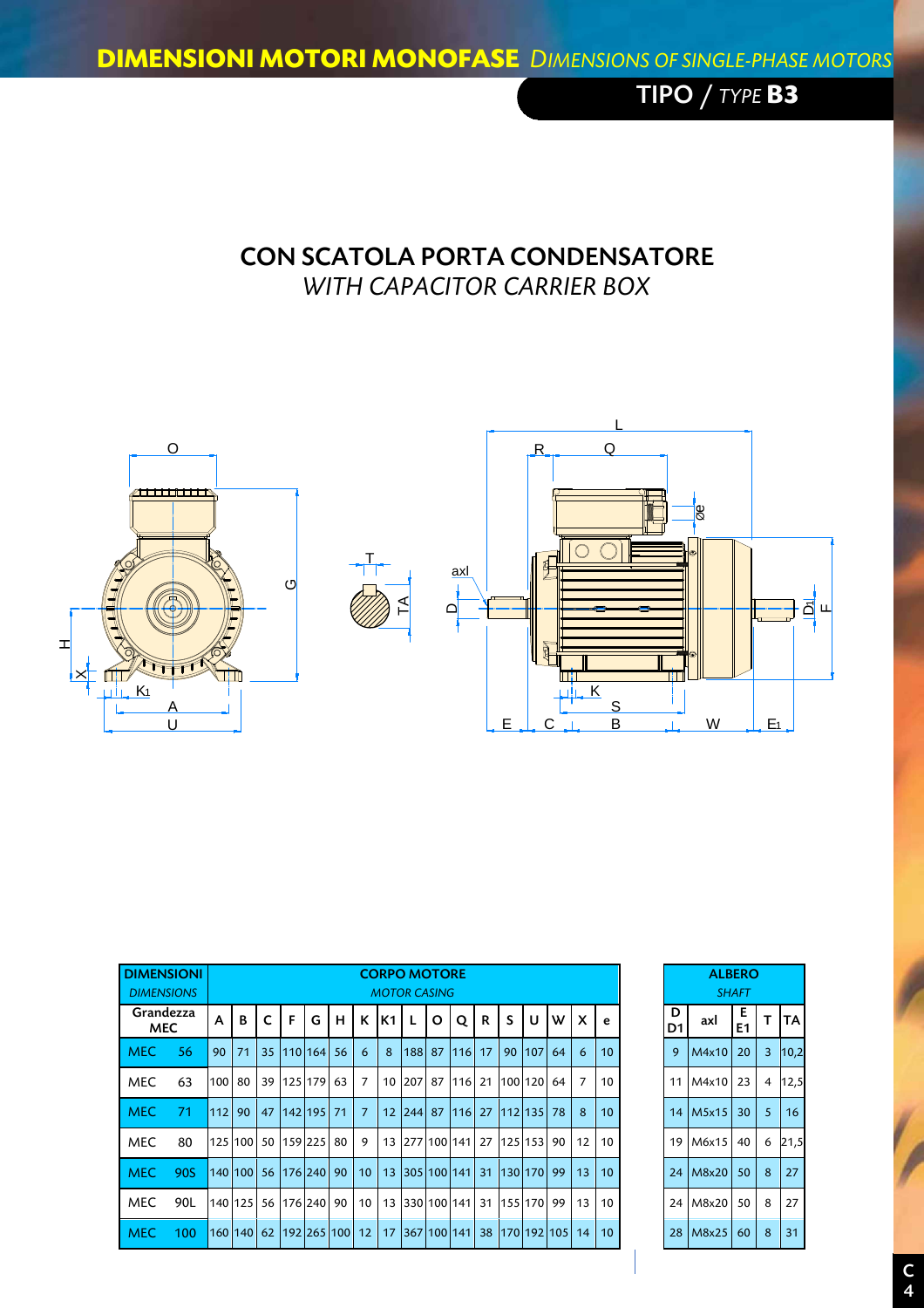# DIMENSIONI MOTORI MONOFASE *DIMENSIONS OF SINGLE-PHASE MOTORS*

## TIPO / *TYPE* B3

## CON SCATOLA PORTA CONDENSATORE
*WITH CAPACITOR CARRIER BOX*

O
G
H
X
K1
A
U
T
TA
axl
D
L
R
Q
øe
D1
F
K
S
E
C
B
W
E1

| DIMENSIONI *DIMENSIONS* | | CORPO MOTORE *MOTOR CASING* | | | | | | | | | | | | | | | | |
|---|---|---|---|---|---|---|---|---|---|---|---|---|---|---|---|---|---|---|
| Grandezza MEC | | A | B | C | F | G | H | K | K1 | L | O | Q | R | S | U | W | X | e |
| MEC | 56 | 90 | 71 | 35 | 110 | 164 | 56 | 6 | 8 | 188 | 87 | 116 | 17 | 90 | 107 | 64 | 6 | 10 |
| MEC | 63 | 100 | 80 | 39 | 125 | 179 | 63 | 7 | 10 | 207 | 87 | 116 | 21 | 100 | 120 | 64 | 7 | 10 |
| MEC | 71 | 112 | 90 | 47 | 142 | 195 | 71 | 7 | 12 | 244 | 87 | 116 | 27 | 112 | 135 | 78 | 8 | 10 |
| MEC | 80 | 125 | 100 | 50 | 159 | 225 | 80 | 9 | 13 | 277 | 100 | 141 | 27 | 125 | 153 | 90 | 12 | 10 |
| MEC | 90S | 140 | 100 | 56 | 176 | 240 | 90 | 10 | 13 | 305 | 100 | 141 | 31 | 130 | 170 | 99 | 13 | 10 |
| MEC | 90L | 140 | 125 | 56 | 176 | 240 | 90 | 10 | 13 | 330 | 100 | 141 | 31 | 155 | 170 | 99 | 13 | 10 |
| MEC | 100 | 160 | 140 | 62 | 192 | 265 | 100 | 12 | 17 | 367 | 100 | 141 | 38 | 170 | 192 | 105 | 14 | 10 |

| ALBERO *SHAFT* | | | | |
|---|---|---|---|---|
| D D1 | axl | E E1 | T | TA |
| 9 | M4x10 | 20 | 3 | 10,2 |
| 11 | M4x10 | 23 | 4 | 12,5 |
| 14 | M5x15 | 30 | 5 | 16 |
| 19 | M6x15 | 40 | 6 | 21,5 |
| 24 | M8x20 | 50 | 8 | 27 |
| 24 | M8x20 | 50 | 8 | 27 |
| 28 | M8x25 | 60 | 8 | 31 |